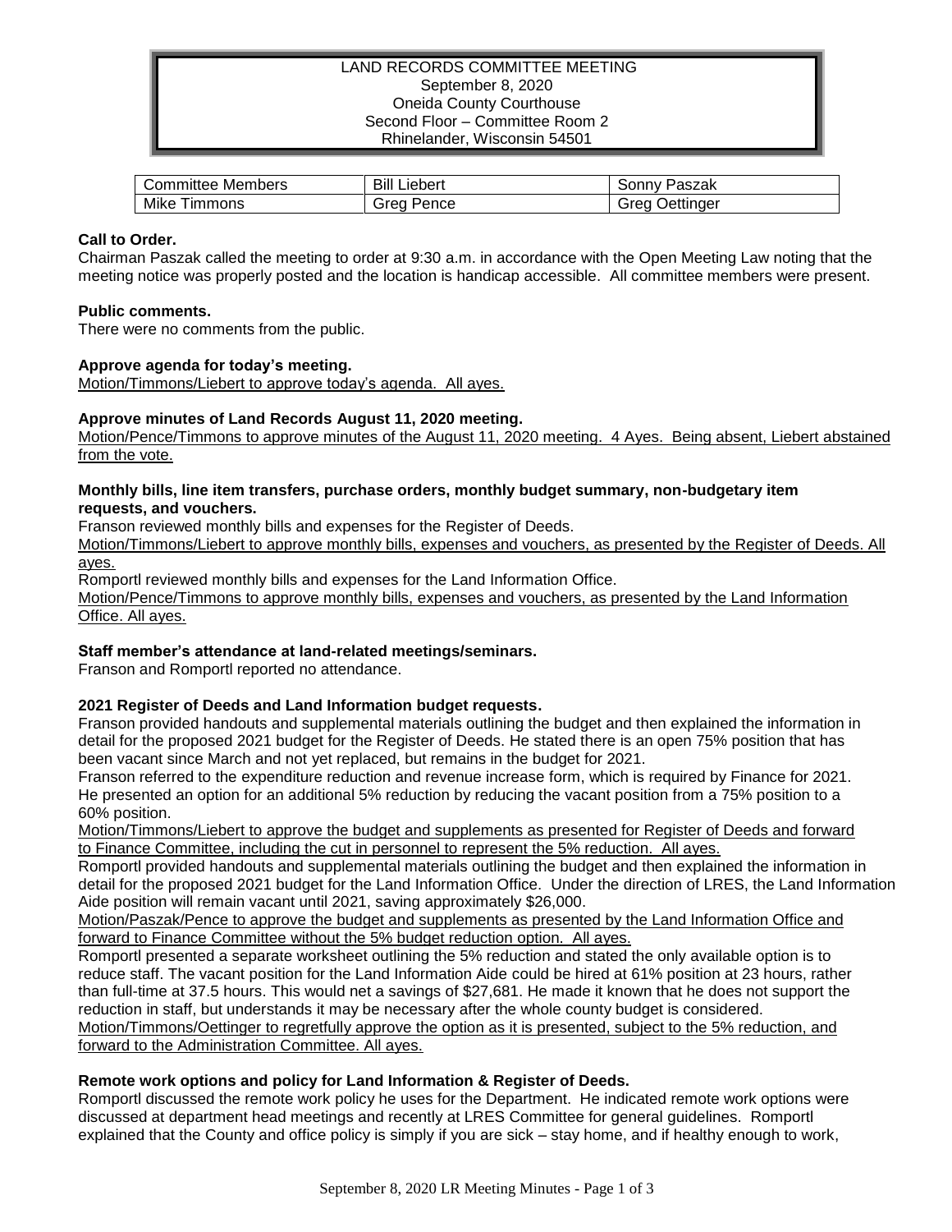# LAND RECORDS COMMITTEE MEETING

September 8, 2020
Oneida County Courthouse
Second Floor – Committee Room 2
Rhinelander, Wisconsin 54501

| Committee Members | Bill Liebert | Sonny Paszak |
|---|---|---|
| Mike Timmons | Greg Pence | Greg Oettinger |

**Call to Order.**
Chairman Paszak called the meeting to order at 9:30 a.m. in accordance with the Open Meeting Law noting that the meeting notice was properly posted and the location is handicap accessible. All committee members were present.

**Public comments.**
There were no comments from the public.

**Approve agenda for today's meeting.**
Motion/Timmons/Liebert to approve today's agenda. All ayes.

**Approve minutes of Land Records August 11, 2020 meeting.**
Motion/Pence/Timmons to approve minutes of the August 11, 2020 meeting. 4 Ayes. Being absent, Liebert abstained from the vote.

**Monthly bills, line item transfers, purchase orders, monthly budget summary, non-budgetary item requests, and vouchers.**
Franson reviewed monthly bills and expenses for the Register of Deeds.
Motion/Timmons/Liebert to approve monthly bills, expenses and vouchers, as presented by the Register of Deeds. All ayes.
Romportl reviewed monthly bills and expenses for the Land Information Office.
Motion/Pence/Timmons to approve monthly bills, expenses and vouchers, as presented by the Land Information Office. All ayes.

**Staff member's attendance at land-related meetings/seminars.**
Franson and Romportl reported no attendance.

**2021 Register of Deeds and Land Information budget requests.**
Franson provided handouts and supplemental materials outlining the budget and then explained the information in detail for the proposed 2021 budget for the Register of Deeds. He stated there is an open 75% position that has been vacant since March and not yet replaced, but remains in the budget for 2021.
Franson referred to the expenditure reduction and revenue increase form, which is required by Finance for 2021. He presented an option for an additional 5% reduction by reducing the vacant position from a 75% position to a 60% position.
Motion/Timmons/Liebert to approve the budget and supplements as presented for Register of Deeds and forward to Finance Committee, including the cut in personnel to represent the 5% reduction. All ayes.
Romportl provided handouts and supplemental materials outlining the budget and then explained the information in detail for the proposed 2021 budget for the Land Information Office. Under the direction of LRES, the Land Information Aide position will remain vacant until 2021, saving approximately $26,000.
Motion/Paszak/Pence to approve the budget and supplements as presented by the Land Information Office and forward to Finance Committee without the 5% budget reduction option. All ayes.
Romportl presented a separate worksheet outlining the 5% reduction and stated the only available option is to reduce staff. The vacant position for the Land Information Aide could be hired at 61% position at 23 hours, rather than full-time at 37.5 hours. This would net a savings of $27,681. He made it known that he does not support the reduction in staff, but understands it may be necessary after the whole county budget is considered.
Motion/Timmons/Oettinger to regretfully approve the option as it is presented, subject to the 5% reduction, and forward to the Administration Committee. All ayes.

**Remote work options and policy for Land Information & Register of Deeds.**
Romportl discussed the remote work policy he uses for the Department. He indicated remote work options were discussed at department head meetings and recently at LRES Committee for general guidelines. Romportl explained that the County and office policy is simply if you are sick – stay home, and if healthy enough to work,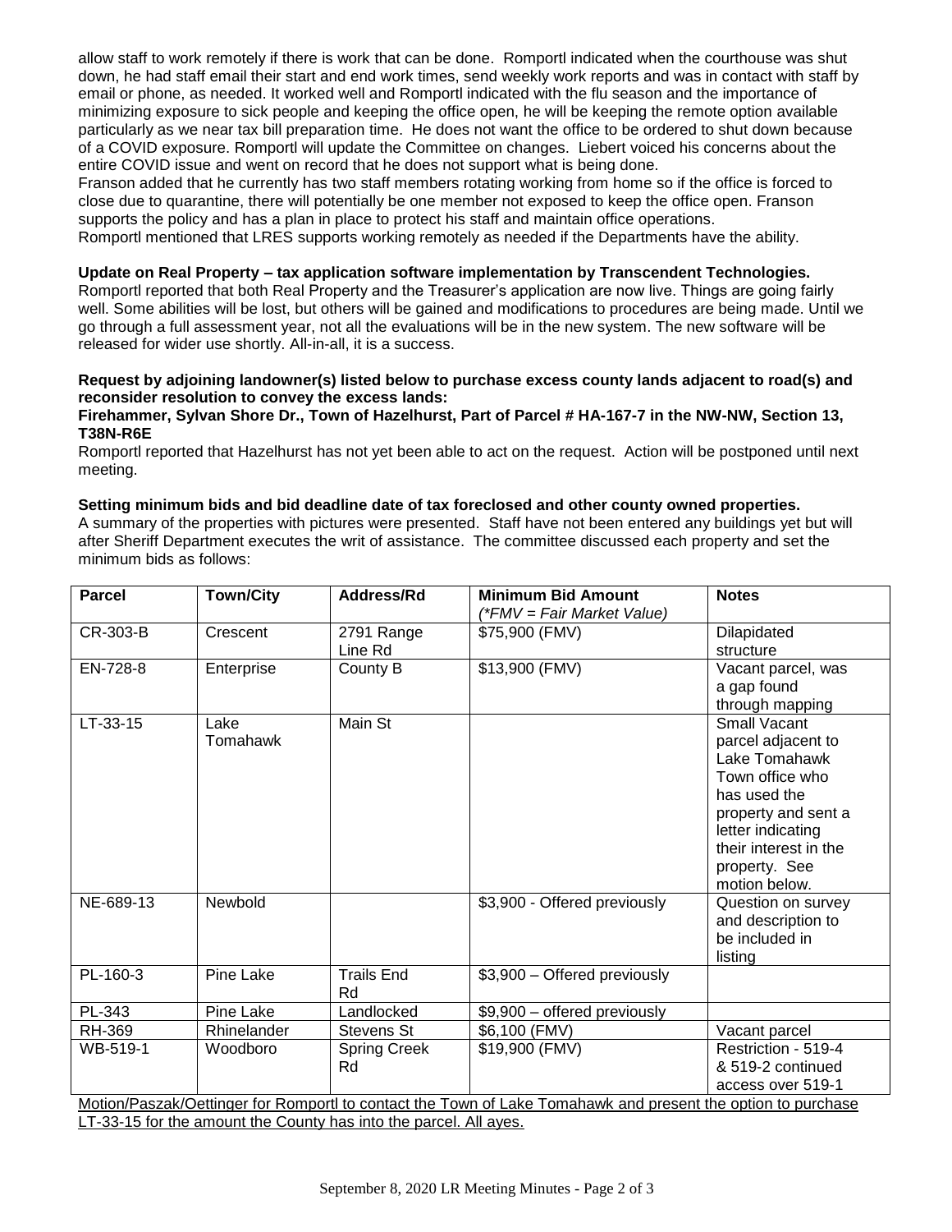allow staff to work remotely if there is work that can be done. Romportl indicated when the courthouse was shut down, he had staff email their start and end work times, send weekly work reports and was in contact with staff by email or phone, as needed. It worked well and Romportl indicated with the flu season and the importance of minimizing exposure to sick people and keeping the office open, he will be keeping the remote option available particularly as we near tax bill preparation time. He does not want the office to be ordered to shut down because of a COVID exposure. Romportl will update the Committee on changes. Liebert voiced his concerns about the entire COVID issue and went on record that he does not support what is being done.
Franson added that he currently has two staff members rotating working from home so if the office is forced to close due to quarantine, there will potentially be one member not exposed to keep the office open. Franson supports the policy and has a plan in place to protect his staff and maintain office operations.
Romportl mentioned that LRES supports working remotely as needed if the Departments have the ability.

**Update on Real Property – tax application software implementation by Transcendent Technologies.**
Romportl reported that both Real Property and the Treasurer's application are now live. Things are going fairly well. Some abilities will be lost, but others will be gained and modifications to procedures are being made. Until we go through a full assessment year, not all the evaluations will be in the new system. The new software will be released for wider use shortly. All-in-all, it is a success.

**Request by adjoining landowner(s) listed below to purchase excess county lands adjacent to road(s) and reconsider resolution to convey the excess lands:**
**Firehammer, Sylvan Shore Dr., Town of Hazelhurst, Part of Parcel # HA-167-7 in the NW-NW, Section 13, T38N-R6E**
Romportl reported that Hazelhurst has not yet been able to act on the request. Action will be postponed until next meeting.

**Setting minimum bids and bid deadline date of tax foreclosed and other county owned properties.**
A summary of the properties with pictures were presented. Staff have not been entered any buildings yet but will after Sheriff Department executes the writ of assistance. The committee discussed each property and set the minimum bids as follows:

| Parcel | Town/City | Address/Rd | Minimum Bid Amount (*FMV = Fair Market Value)* | Notes |
|---|---|---|---|---|
| CR-303-B | Crescent | 2791 Range Line Rd | $75,900 (FMV) | Dilapidated structure |
| EN-728-8 | Enterprise | County B | $13,900 (FMV) | Vacant parcel, was a gap found through mapping |
| LT-33-15 | Lake Tomahawk | Main St | | Small Vacant parcel adjacent to Lake Tomahawk Town office who has used the property and sent a letter indicating their interest in the property. See motion below. |
| NE-689-13 | Newbold | | $3,900 - Offered previously | Question on survey and description to be included in listing |
| PL-160-3 | Pine Lake | Trails End Rd | $3,900 – Offered previously | |
| PL-343 | Pine Lake | Landlocked | $9,900 – offered previously | |
| RH-369 | Rhinelander | Stevens St | $6,100 (FMV) | Vacant parcel |
| WB-519-1 | Woodboro | Spring Creek Rd | $19,900 (FMV) | Restriction - 519-4 & 519-2 continued access over 519-1 |

Motion/Paszak/Oettinger for Romportl to contact the Town of Lake Tomahawk and present the option to purchase LT-33-15 for the amount the County has into the parcel. All ayes.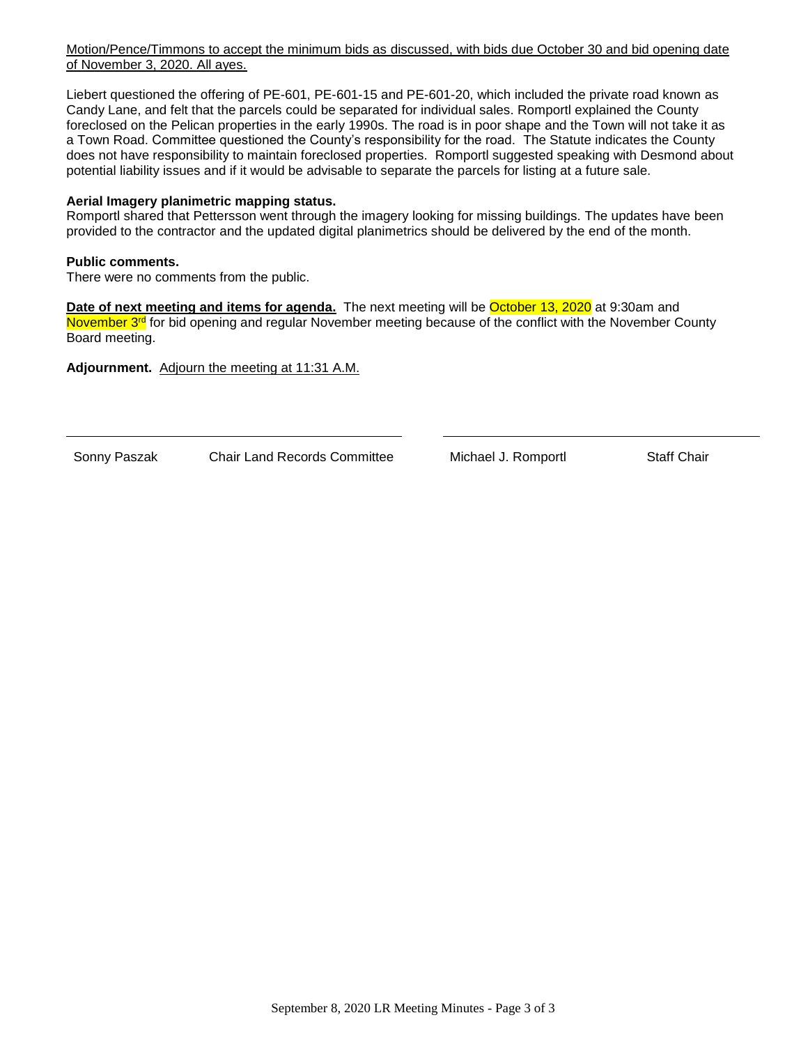Motion/Pence/Timmons to accept the minimum bids as discussed, with bids due October 30 and bid opening date of November 3, 2020. All ayes.

Liebert questioned the offering of PE-601, PE-601-15 and PE-601-20, which included the private road known as Candy Lane, and felt that the parcels could be separated for individual sales. Romportl explained the County foreclosed on the Pelican properties in the early 1990s. The road is in poor shape and the Town will not take it as a Town Road. Committee questioned the County's responsibility for the road. The Statute indicates the County does not have responsibility to maintain foreclosed properties. Romportl suggested speaking with Desmond about potential liability issues and if it would be advisable to separate the parcels for listing at a future sale.

**Aerial Imagery planimetric mapping status.**
Romportl shared that Pettersson went through the imagery looking for missing buildings. The updates have been provided to the contractor and the updated digital planimetrics should be delivered by the end of the month.

**Public comments.**
There were no comments from the public.

**Date of next meeting and items for agenda.** The next meeting will be October 13, 2020 at 9:30am and November 3rd for bid opening and regular November meeting because of the conflict with the November County Board meeting.

**Adjournment.** Adjourn the meeting at 11:31 A.M.

| | |
|---|---|
| Sonny Paszak — Chair Land Records Committee | Michael J. Romportl — Staff Chair |